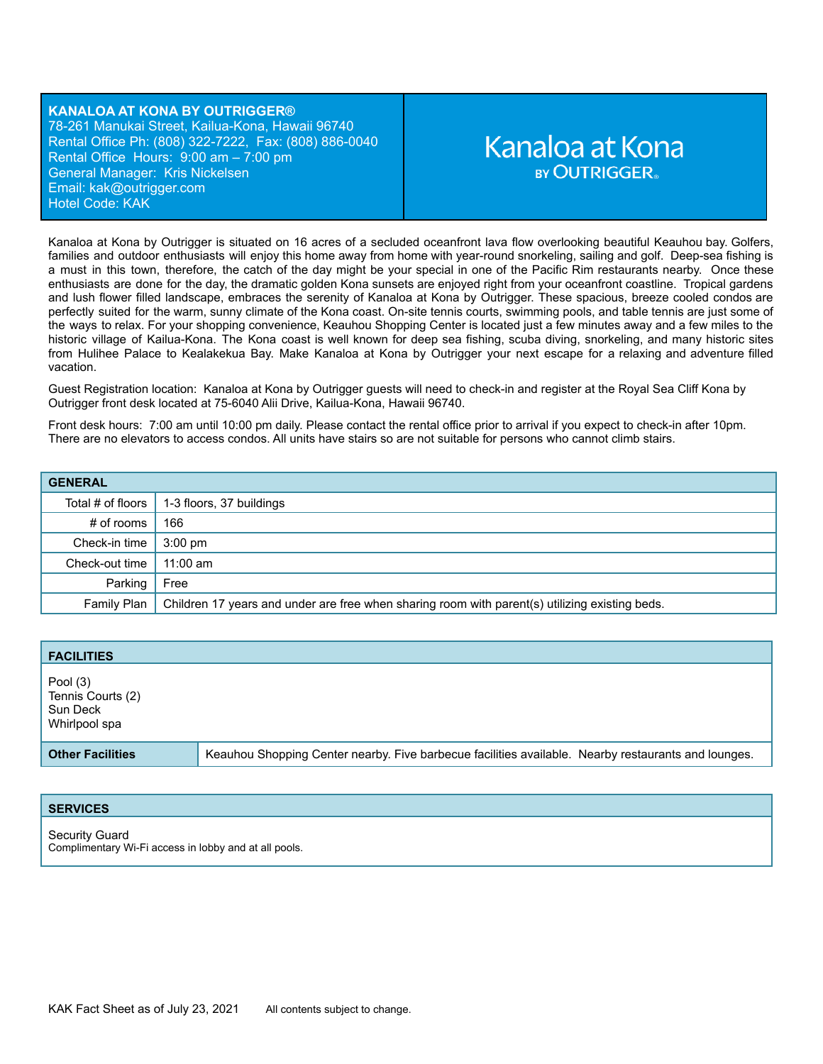**KANALOA AT KONA BY OUTRIGGER®**
78-261 Manukai Street, Kailua-Kona, Hawaii 96740
Rental Office Ph: (808) 322-7222, Fax: (808) 886-0040
Rental Office Hours: 9:00 am – 7:00 pm
General Manager: Kris Nickelsen
Email: kak@outrigger.com
Hotel Code: KAK

Kanaloa at Kona BY OUTRIGGER®

Kanaloa at Kona by Outrigger is situated on 16 acres of a secluded oceanfront lava flow overlooking beautiful Keauhou bay. Golfers, families and outdoor enthusiasts will enjoy this home away from home with year-round snorkeling, sailing and golf. Deep-sea fishing is a must in this town, therefore, the catch of the day might be your special in one of the Pacific Rim restaurants nearby. Once these enthusiasts are done for the day, the dramatic golden Kona sunsets are enjoyed right from your oceanfront coastline. Tropical gardens and lush flower filled landscape, embraces the serenity of Kanaloa at Kona by Outrigger. These spacious, breeze cooled condos are perfectly suited for the warm, sunny climate of the Kona coast. On-site tennis courts, swimming pools, and table tennis are just some of the ways to relax. For your shopping convenience, Keauhou Shopping Center is located just a few minutes away and a few miles to the historic village of Kailua-Kona. The Kona coast is well known for deep sea fishing, scuba diving, snorkeling, and many historic sites from Hulihee Palace to Kealakekua Bay. Make Kanaloa at Kona by Outrigger your next escape for a relaxing and adventure filled vacation.

Guest Registration location: Kanaloa at Kona by Outrigger guests will need to check-in and register at the Royal Sea Cliff Kona by Outrigger front desk located at 75-6040 Alii Drive, Kailua-Kona, Hawaii 96740.

Front desk hours: 7:00 am until 10:00 pm daily. Please contact the rental office prior to arrival if you expect to check-in after 10pm. There are no elevators to access condos. All units have stairs so are not suitable for persons who cannot climb stairs.

| GENERAL | |
|---|---|
| Total # of floors | 1-3 floors, 37 buildings |
| # of rooms | 166 |
| Check-in time | 3:00 pm |
| Check-out time | 11:00 am |
| Parking | Free |
| Family Plan | Children 17 years and under are free when sharing room with parent(s) utilizing existing beds. |

## FACILITIES

Pool (3)
Tennis Courts (2)
Sun Deck
Whirlpool spa

| Other Facilities | Keauhou Shopping Center nearby. Five barbecue facilities available. Nearby restaurants and lounges. |
|---|---|

## SERVICES

Security Guard
Complimentary Wi-Fi access in lobby and at all pools.

KAK Fact Sheet as of July 23, 2021 All contents subject to change.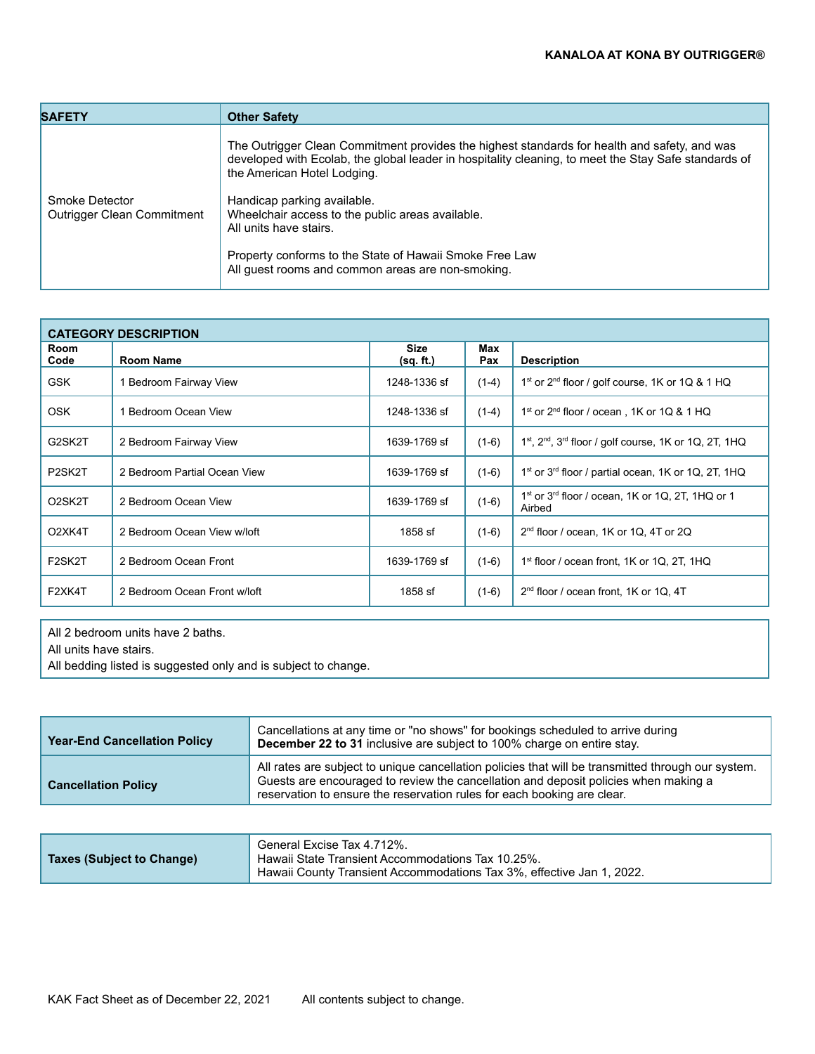| SAFETY | Other Safety |
|---|---|
| Smoke Detector<br>Outrigger Clean Commitment | The Outrigger Clean Commitment provides the highest standards for health and safety, and was developed with Ecolab, the global leader in hospitality cleaning, to meet the Stay Safe standards of the American Hotel Lodging.<br><br>Handicap parking available.<br>Wheelchair access to the public areas available.<br>All units have stairs.<br><br>Property conforms to the State of Hawaii Smoke Free Law<br>All guest rooms and common areas are non-smoking. |

| CATEGORY DESCRIPTION | | | | |
|---|---|---|---|---|
| **Room Code** | **Room Name** | **Size (sq. ft.)** | **Max Pax** | **Description** |
| GSK | 1 Bedroom Fairway View | 1248-1336 sf | (1-4) | 1st or 2nd floor / golf course, 1K or 1Q & 1 HQ |
| OSK | 1 Bedroom Ocean View | 1248-1336 sf | (1-4) | 1st or 2nd floor / ocean , 1K or 1Q & 1 HQ |
| G2SK2T | 2 Bedroom Fairway View | 1639-1769 sf | (1-6) | 1st, 2nd, 3rd floor / golf course, 1K or 1Q, 2T, 1HQ |
| P2SK2T | 2 Bedroom Partial Ocean View | 1639-1769 sf | (1-6) | 1st or 3rd floor / partial ocean, 1K or 1Q, 2T, 1HQ |
| O2SK2T | 2 Bedroom Ocean View | 1639-1769 sf | (1-6) | 1st or 3rd floor / ocean, 1K or 1Q, 2T, 1HQ or 1 Airbed |
| O2XK4T | 2 Bedroom Ocean View w/loft | 1858 sf | (1-6) | 2nd floor / ocean, 1K or 1Q, 4T or 2Q |
| F2SK2T | 2 Bedroom Ocean Front | 1639-1769 sf | (1-6) | 1st floor / ocean front, 1K or 1Q, 2T, 1HQ |
| F2XK4T | 2 Bedroom Ocean Front w/loft | 1858 sf | (1-6) | 2nd floor / ocean front, 1K or 1Q, 4T |

All 2 bedroom units have 2 baths.
All units have stairs.
All bedding listed is suggested only and is subject to change.

| | |
|---|---|
| **Year-End Cancellation Policy** | Cancellations at any time or "no shows" for bookings scheduled to arrive during **December 22 to 31** inclusive are subject to 100% charge on entire stay. |
| **Cancellation Policy** | All rates are subject to unique cancellation policies that will be transmitted through our system. Guests are encouraged to review the cancellation and deposit policies when making a reservation to ensure the reservation rules for each booking are clear. |

| | |
|---|---|
| **Taxes (Subject to Change)** | General Excise Tax 4.712%.<br>Hawaii State Transient Accommodations Tax 10.25%.<br>Hawaii County Transient Accommodations Tax 3%, effective Jan 1, 2022. |

KAK Fact Sheet as of December 22, 2021 All contents subject to change.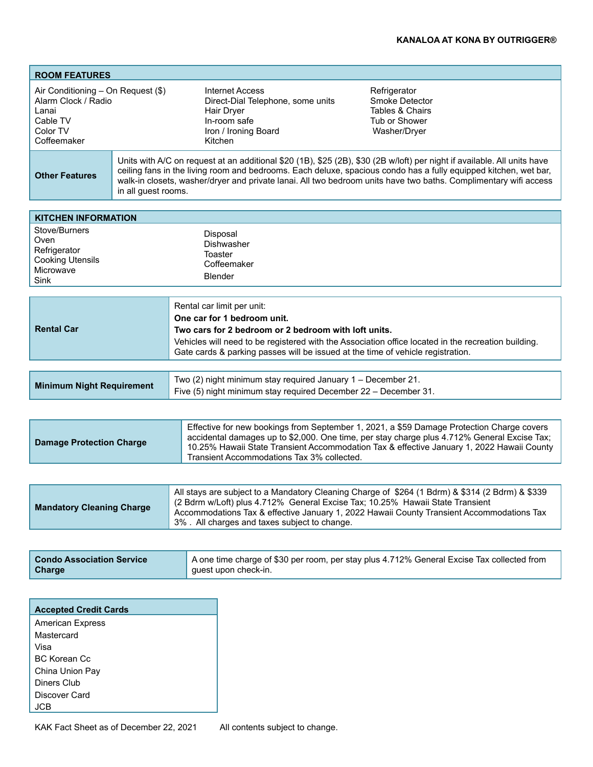**KANALOA AT KONA BY OUTRIGGER®**

| ROOM FEATURES | | |
|---|---|---|
| Air Conditioning – On Request ($) | Internet Access | Refrigerator |
| Alarm Clock / Radio | Direct-Dial Telephone, some units | Smoke Detector |
| Lanai | Hair Dryer | Tables & Chairs |
| Cable TV | In-room safe | Tub or Shower |
| Color TV | Iron / Ironing Board | Washer/Dryer |
| Coffeemaker | Kitchen | |

| | |
|---|---|
| **Other Features** | Units with A/C on request at an additional $20 (1B), $25 (2B), $30 (2B w/loft) per night if available. All units have ceiling fans in the living room and bedrooms. Each deluxe, spacious condo has a fully equipped kitchen, wet bar, walk-in closets, washer/dryer and private lanai. All two bedroom units have two baths. Complimentary wifi access in all guest rooms. |

| KITCHEN INFORMATION | |
|---|---|
| Stove/Burners | Disposal |
| Oven | Dishwasher |
| Refrigerator | Toaster |
| Cooking Utensils | Coffeemaker |
| Microwave | Blender |
| Sink | |

| | |
|---|---|
| **Rental Car** | Rental car limit per unit:<br>**One car for 1 bedroom unit.**<br>**Two cars for 2 bedroom or 2 bedroom with loft units.**<br>Vehicles will need to be registered with the Association office located in the recreation building. Gate cards & parking passes will be issued at the time of vehicle registration. |

| | |
|---|---|
| **Minimum Night Requirement** | Two (2) night minimum stay required January 1 – December 21.<br>Five (5) night minimum stay required December 22 – December 31. |

| | |
|---|---|
| **Damage Protection Charge** | Effective for new bookings from September 1, 2021, a $59 Damage Protection Charge covers accidental damages up to $2,000. One time, per stay charge plus 4.712% General Excise Tax; 10.25% Hawaii State Transient Accommodation Tax & effective January 1, 2022 Hawaii County Transient Accommodations Tax 3% collected. |

| | |
|---|---|
| **Mandatory Cleaning Charge** | All stays are subject to a Mandatory Cleaning Charge of $264 (1 Bdrm) & $314 (2 Bdrm) & $339 (2 Bdrm w/Loft) plus 4.712% General Excise Tax; 10.25% Hawaii State Transient Accommodations Tax & effective January 1, 2022 Hawaii County Transient Accommodations Tax 3% . All charges and taxes subject to change. |

| | |
|---|---|
| **Condo Association Service Charge** | A one time charge of $30 per room, per stay plus 4.712% General Excise Tax collected from guest upon check-in. |

| Accepted Credit Cards |
|---|
| American Express |
| Mastercard |
| Visa |
| BC Korean Cc |
| China Union Pay |
| Diners Club |
| Discover Card |
| JCB |

KAK Fact Sheet as of December 22, 2021 All contents subject to change.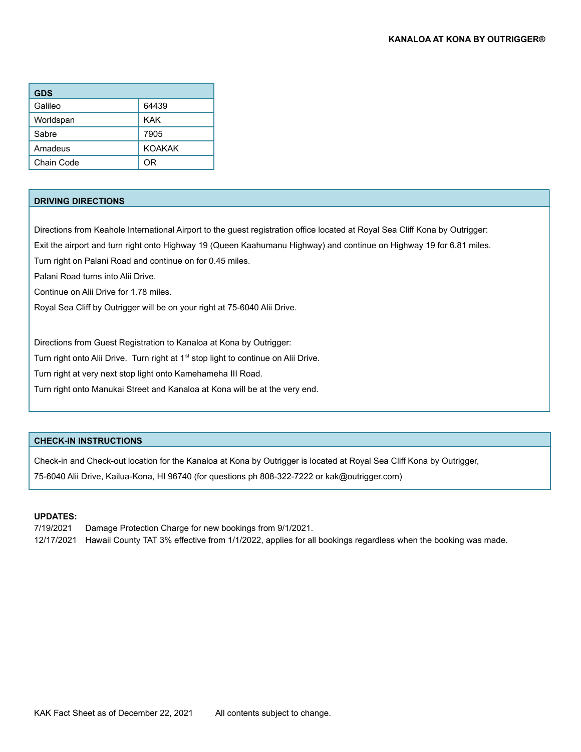| GDS | |
|---|---|
| Galileo | 64439 |
| Worldspan | KAK |
| Sabre | 7905 |
| Amadeus | KOAKAK |
| Chain Code | OR |

## DRIVING DIRECTIONS

Directions from Keahole International Airport to the guest registration office located at Royal Sea Cliff Kona by Outrigger:

Exit the airport and turn right onto Highway 19 (Queen Kaahumanu Highway) and continue on Highway 19 for 6.81 miles.

Turn right on Palani Road and continue on for 0.45 miles.

Palani Road turns into Alii Drive.

Continue on Alii Drive for 1.78 miles.

Royal Sea Cliff by Outrigger will be on your right at 75-6040 Alii Drive.

Directions from Guest Registration to Kanaloa at Kona by Outrigger:

Turn right onto Alii Drive. Turn right at 1st stop light to continue on Alii Drive.

Turn right at very next stop light onto Kamehameha III Road.

Turn right onto Manukai Street and Kanaloa at Kona will be at the very end.

## CHECK-IN INSTRUCTIONS

Check-in and Check-out location for the Kanaloa at Kona by Outrigger is located at Royal Sea Cliff Kona by Outrigger, 75-6040 Alii Drive, Kailua-Kona, HI 96740 (for questions ph 808-322-7222 or kak@outrigger.com)

**UPDATES:**

7/19/2021 Damage Protection Charge for new bookings from 9/1/2021.

12/17/2021 Hawaii County TAT 3% effective from 1/1/2022, applies for all bookings regardless when the booking was made.